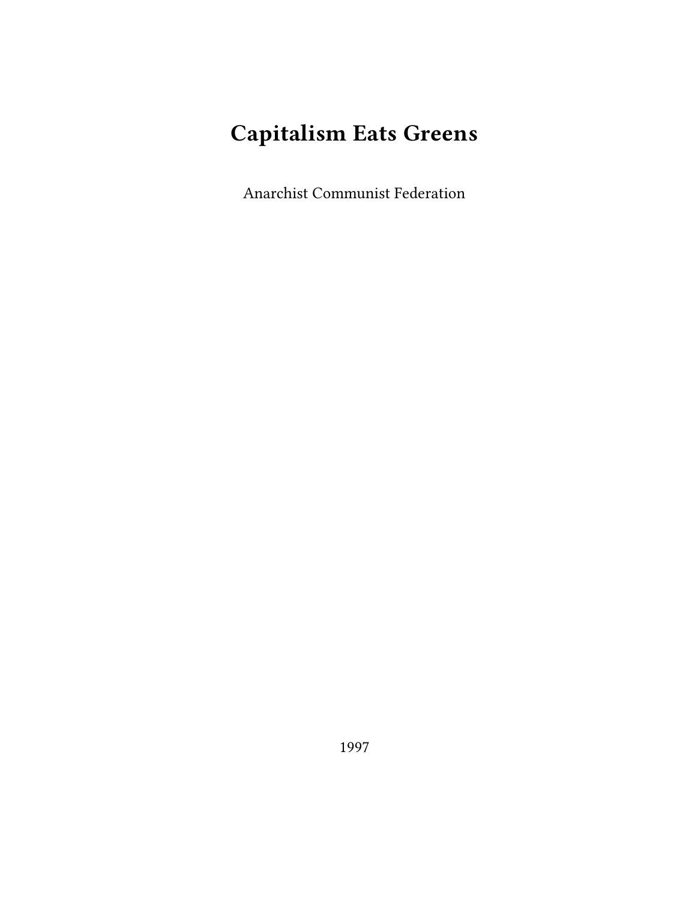# Capitalism Eats Greens

Anarchist Communist Federation

1997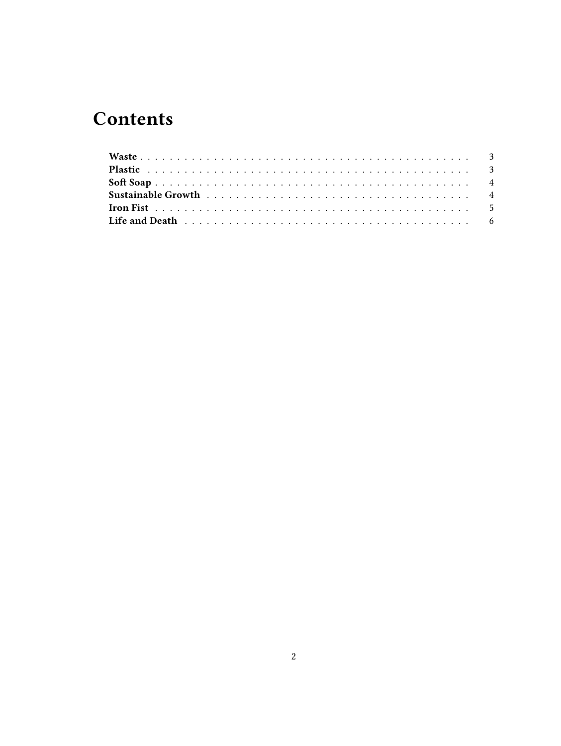# Contents

- **Waste** . . . . . . . . . . . . . . . . . . . . . . . . . . . . . . . . . . . . . . . . . . 3
- **Plastic** . . . . . . . . . . . . . . . . . . . . . . . . . . . . . . . . . . . . . . . . . . 3
- **Soft Soap** . . . . . . . . . . . . . . . . . . . . . . . . . . . . . . . . . . . . . . . . 4
- **Sustainable Growth** . . . . . . . . . . . . . . . . . . . . . . . . . . . . . . . . . 4
- **Iron Fist** . . . . . . . . . . . . . . . . . . . . . . . . . . . . . . . . . . . . . . . . . 5
- **Life and Death** . . . . . . . . . . . . . . . . . . . . . . . . . . . . . . . . . . . . . 6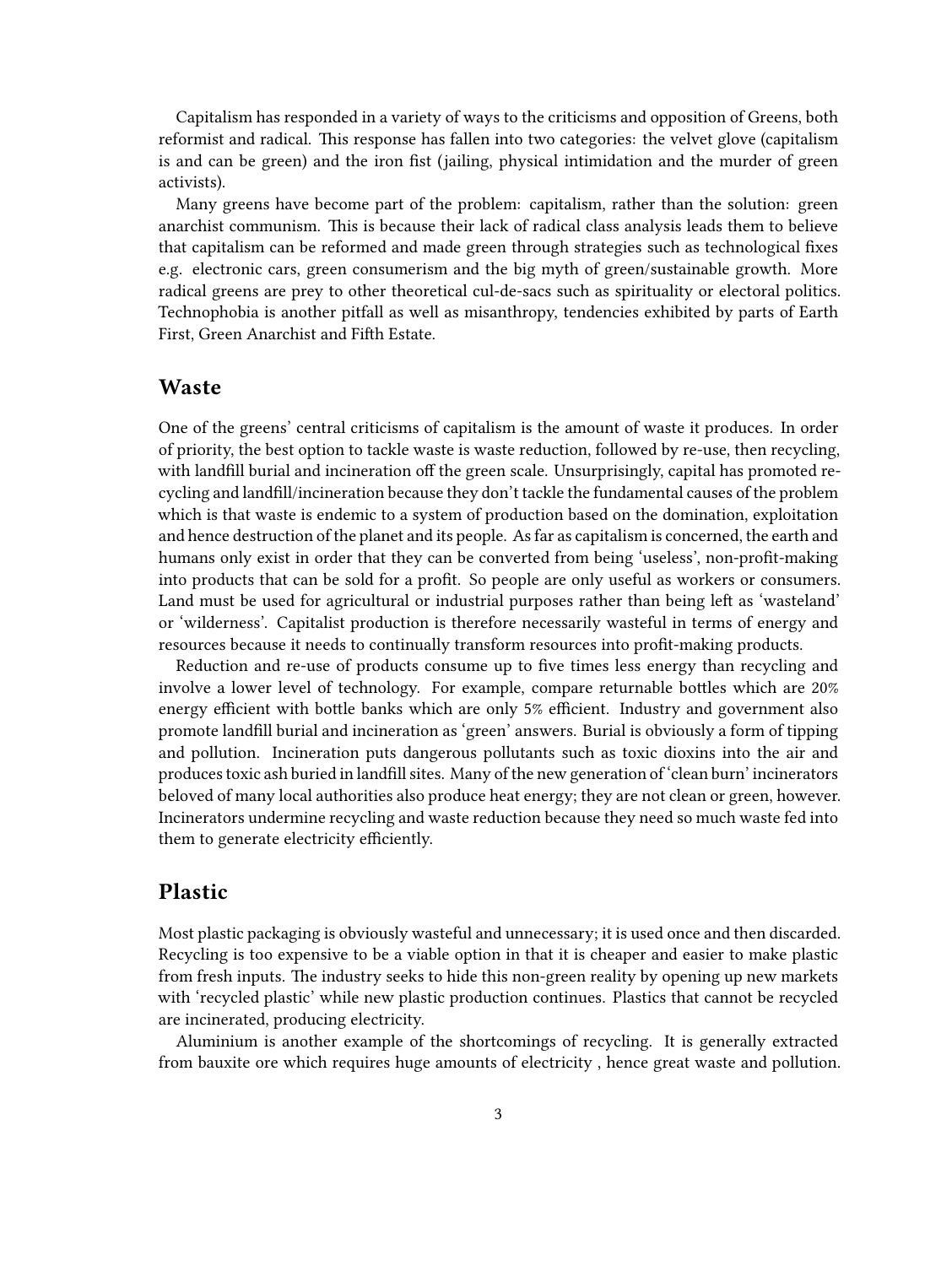Capitalism has responded in a variety of ways to the criticisms and opposition of Greens, both reformist and radical. This response has fallen into two categories: the velvet glove (capitalism is and can be green) and the iron fist (jailing, physical intimidation and the murder of green activists).

Many greens have become part of the problem: capitalism, rather than the solution: green anarchist communism. This is because their lack of radical class analysis leads them to believe that capitalism can be reformed and made green through strategies such as technological fixes e.g. electronic cars, green consumerism and the big myth of green/sustainable growth. More radical greens are prey to other theoretical cul-de-sacs such as spirituality or electoral politics. Technophobia is another pitfall as well as misanthropy, tendencies exhibited by parts of Earth First, Green Anarchist and Fifth Estate.

## Waste

One of the greens' central criticisms of capitalism is the amount of waste it produces. In order of priority, the best option to tackle waste is waste reduction, followed by re-use, then recycling, with landfill burial and incineration off the green scale. Unsurprisingly, capital has promoted recycling and landfill/incineration because they don't tackle the fundamental causes of the problem which is that waste is endemic to a system of production based on the domination, exploitation and hence destruction of the planet and its people. As far as capitalism is concerned, the earth and humans only exist in order that they can be converted from being 'useless', non-profit-making into products that can be sold for a profit. So people are only useful as workers or consumers. Land must be used for agricultural or industrial purposes rather than being left as 'wasteland' or 'wilderness'. Capitalist production is therefore necessarily wasteful in terms of energy and resources because it needs to continually transform resources into profit-making products.

Reduction and re-use of products consume up to five times less energy than recycling and involve a lower level of technology. For example, compare returnable bottles which are 20% energy efficient with bottle banks which are only 5% efficient. Industry and government also promote landfill burial and incineration as 'green' answers. Burial is obviously a form of tipping and pollution. Incineration puts dangerous pollutants such as toxic dioxins into the air and produces toxic ash buried in landfill sites. Many of the new generation of 'clean burn' incinerators beloved of many local authorities also produce heat energy; they are not clean or green, however. Incinerators undermine recycling and waste reduction because they need so much waste fed into them to generate electricity efficiently.

## Plastic

Most plastic packaging is obviously wasteful and unnecessary; it is used once and then discarded. Recycling is too expensive to be a viable option in that it is cheaper and easier to make plastic from fresh inputs. The industry seeks to hide this non-green reality by opening up new markets with 'recycled plastic' while new plastic production continues. Plastics that cannot be recycled are incinerated, producing electricity.

Aluminium is another example of the shortcomings of recycling. It is generally extracted from bauxite ore which requires huge amounts of electricity , hence great waste and pollution.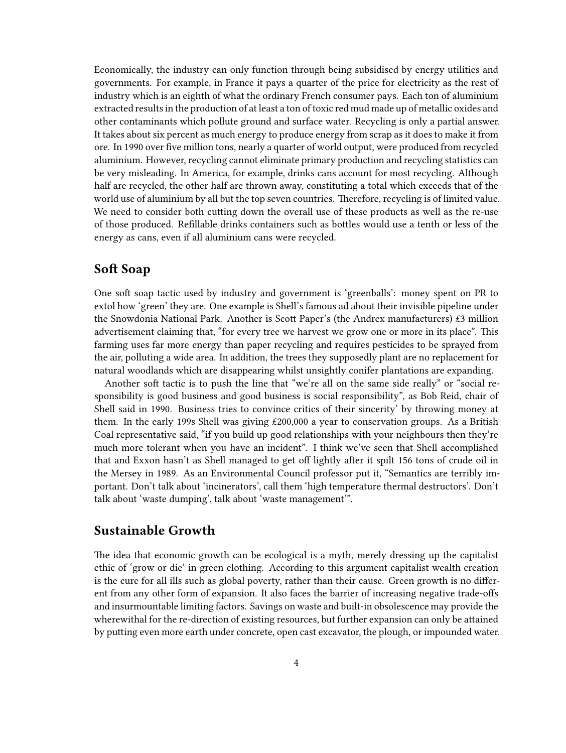Economically, the industry can only function through being subsidised by energy utilities and governments. For example, in France it pays a quarter of the price for electricity as the rest of industry which is an eighth of what the ordinary French consumer pays. Each ton of aluminium extracted results in the production of at least a ton of toxic red mud made up of metallic oxides and other contaminants which pollute ground and surface water. Recycling is only a partial answer. It takes about six percent as much energy to produce energy from scrap as it does to make it from ore. In 1990 over five million tons, nearly a quarter of world output, were produced from recycled aluminium. However, recycling cannot eliminate primary production and recycling statistics can be very misleading. In America, for example, drinks cans account for most recycling. Although half are recycled, the other half are thrown away, constituting a total which exceeds that of the world use of aluminium by all but the top seven countries. Therefore, recycling is of limited value. We need to consider both cutting down the overall use of these products as well as the re-use of those produced. Refillable drinks containers such as bottles would use a tenth or less of the energy as cans, even if all aluminium cans were recycled.

## Soft Soap

One soft soap tactic used by industry and government is 'greenballs': money spent on PR to extol how 'green' they are. One example is Shell's famous ad about their invisible pipeline under the Snowdonia National Park. Another is Scott Paper's (the Andrex manufacturers) £3 million advertisement claiming that, "for every tree we harvest we grow one or more in its place". This farming uses far more energy than paper recycling and requires pesticides to be sprayed from the air, polluting a wide area. In addition, the trees they supposedly plant are no replacement for natural woodlands which are disappearing whilst unsightly conifer plantations are expanding.

Another soft tactic is to push the line that "we're all on the same side really" or "social responsibility is good business and good business is social responsibility", as Bob Reid, chair of Shell said in 1990. Business tries to convince critics of their sincerity' by throwing money at them. In the early 199s Shell was giving £200,000 a year to conservation groups. As a British Coal representative said, "if you build up good relationships with your neighbours then they're much more tolerant when you have an incident". I think we've seen that Shell accomplished that and Exxon hasn't as Shell managed to get off lightly after it spilt 156 tons of crude oil in the Mersey in 1989. As an Environmental Council professor put it, "Semantics are terribly important. Don't talk about 'incinerators', call them 'high temperature thermal destructors'. Don't talk about 'waste dumping', talk about 'waste management'".

## Sustainable Growth

The idea that economic growth can be ecological is a myth, merely dressing up the capitalist ethic of 'grow or die' in green clothing. According to this argument capitalist wealth creation is the cure for all ills such as global poverty, rather than their cause. Green growth is no different from any other form of expansion. It also faces the barrier of increasing negative trade-offs and insurmountable limiting factors. Savings on waste and built-in obsolescence may provide the wherewithal for the re-direction of existing resources, but further expansion can only be attained by putting even more earth under concrete, open cast excavator, the plough, or impounded water.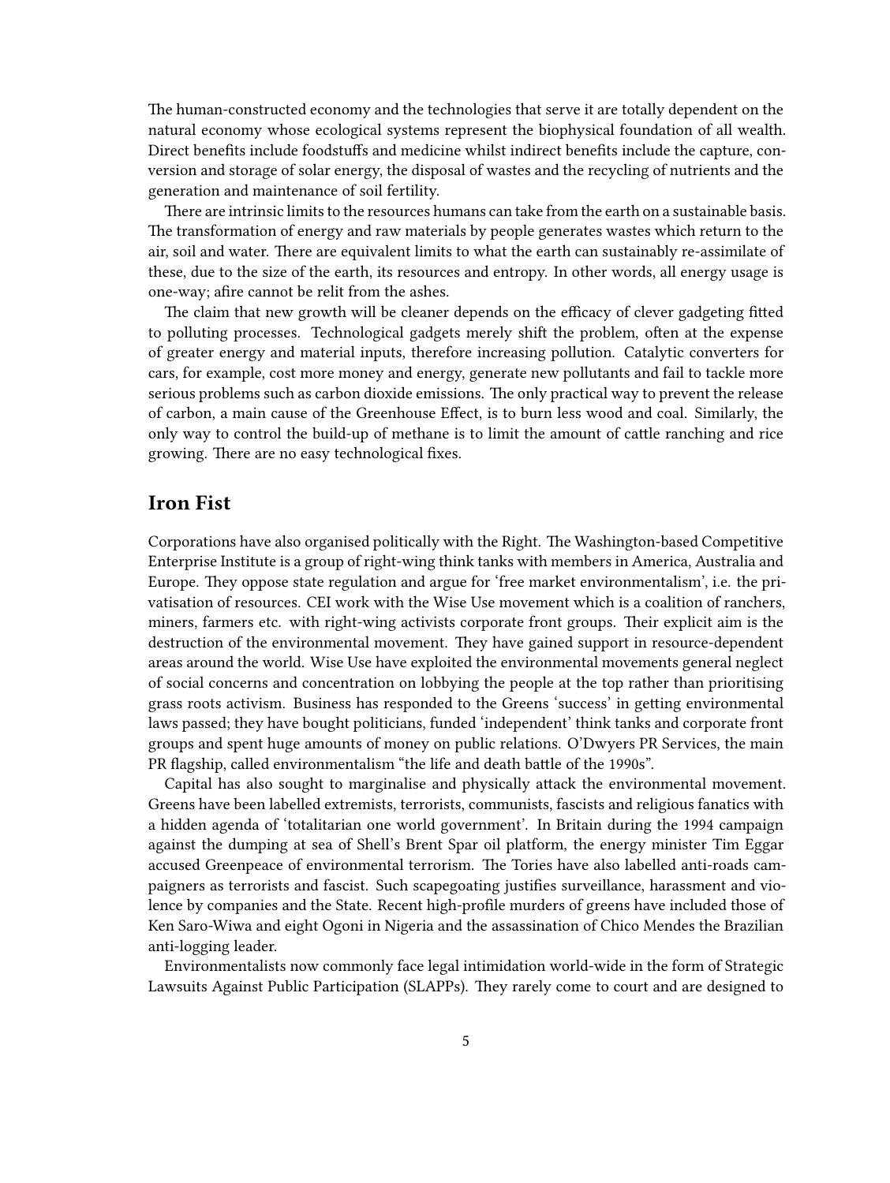The human-constructed economy and the technologies that serve it are totally dependent on the natural economy whose ecological systems represent the biophysical foundation of all wealth. Direct benefits include foodstuffs and medicine whilst indirect benefits include the capture, conversion and storage of solar energy, the disposal of wastes and the recycling of nutrients and the generation and maintenance of soil fertility.

There are intrinsic limits to the resources humans can take from the earth on a sustainable basis. The transformation of energy and raw materials by people generates wastes which return to the air, soil and water. There are equivalent limits to what the earth can sustainably re-assimilate of these, due to the size of the earth, its resources and entropy. In other words, all energy usage is one-way; afire cannot be relit from the ashes.

The claim that new growth will be cleaner depends on the efficacy of clever gadgeting fitted to polluting processes. Technological gadgets merely shift the problem, often at the expense of greater energy and material inputs, therefore increasing pollution. Catalytic converters for cars, for example, cost more money and energy, generate new pollutants and fail to tackle more serious problems such as carbon dioxide emissions. The only practical way to prevent the release of carbon, a main cause of the Greenhouse Effect, is to burn less wood and coal. Similarly, the only way to control the build-up of methane is to limit the amount of cattle ranching and rice growing. There are no easy technological fixes.

## Iron Fist

Corporations have also organised politically with the Right. The Washington-based Competitive Enterprise Institute is a group of right-wing think tanks with members in America, Australia and Europe. They oppose state regulation and argue for 'free market environmentalism', i.e. the privatisation of resources. CEI work with the Wise Use movement which is a coalition of ranchers, miners, farmers etc. with right-wing activists corporate front groups. Their explicit aim is the destruction of the environmental movement. They have gained support in resource-dependent areas around the world. Wise Use have exploited the environmental movements general neglect of social concerns and concentration on lobbying the people at the top rather than prioritising grass roots activism. Business has responded to the Greens 'success' in getting environmental laws passed; they have bought politicians, funded 'independent' think tanks and corporate front groups and spent huge amounts of money on public relations. O'Dwyers PR Services, the main PR flagship, called environmentalism "the life and death battle of the 1990s".

Capital has also sought to marginalise and physically attack the environmental movement. Greens have been labelled extremists, terrorists, communists, fascists and religious fanatics with a hidden agenda of 'totalitarian one world government'. In Britain during the 1994 campaign against the dumping at sea of Shell's Brent Spar oil platform, the energy minister Tim Eggar accused Greenpeace of environmental terrorism. The Tories have also labelled anti-roads campaigners as terrorists and fascist. Such scapegoating justifies surveillance, harassment and violence by companies and the State. Recent high-profile murders of greens have included those of Ken Saro-Wiwa and eight Ogoni in Nigeria and the assassination of Chico Mendes the Brazilian anti-logging leader.

Environmentalists now commonly face legal intimidation world-wide in the form of Strategic Lawsuits Against Public Participation (SLAPPs). They rarely come to court and are designed to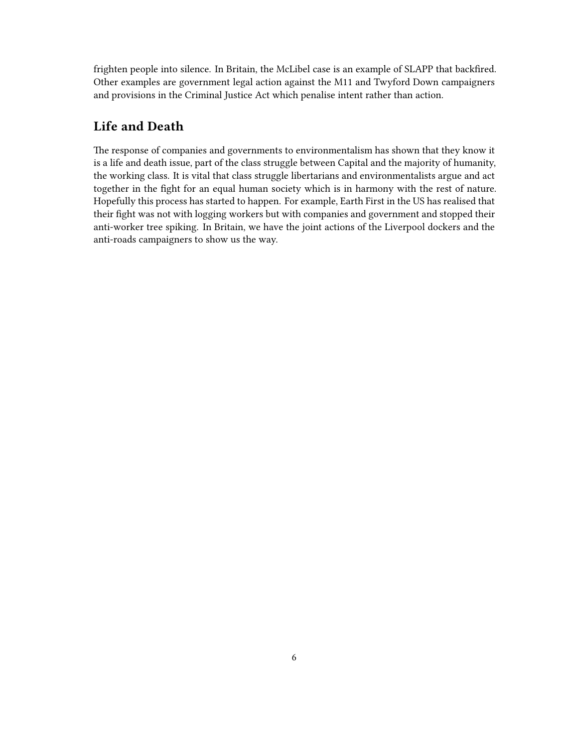frighten people into silence. In Britain, the McLibel case is an example of SLAPP that backfired. Other examples are government legal action against the M11 and Twyford Down campaigners and provisions in the Criminal Justice Act which penalise intent rather than action.

## Life and Death

The response of companies and governments to environmentalism has shown that they know it is a life and death issue, part of the class struggle between Capital and the majority of humanity, the working class. It is vital that class struggle libertarians and environmentalists argue and act together in the fight for an equal human society which is in harmony with the rest of nature. Hopefully this process has started to happen. For example, Earth First in the US has realised that their fight was not with logging workers but with companies and government and stopped their anti-worker tree spiking. In Britain, we have the joint actions of the Liverpool dockers and the anti-roads campaigners to show us the way.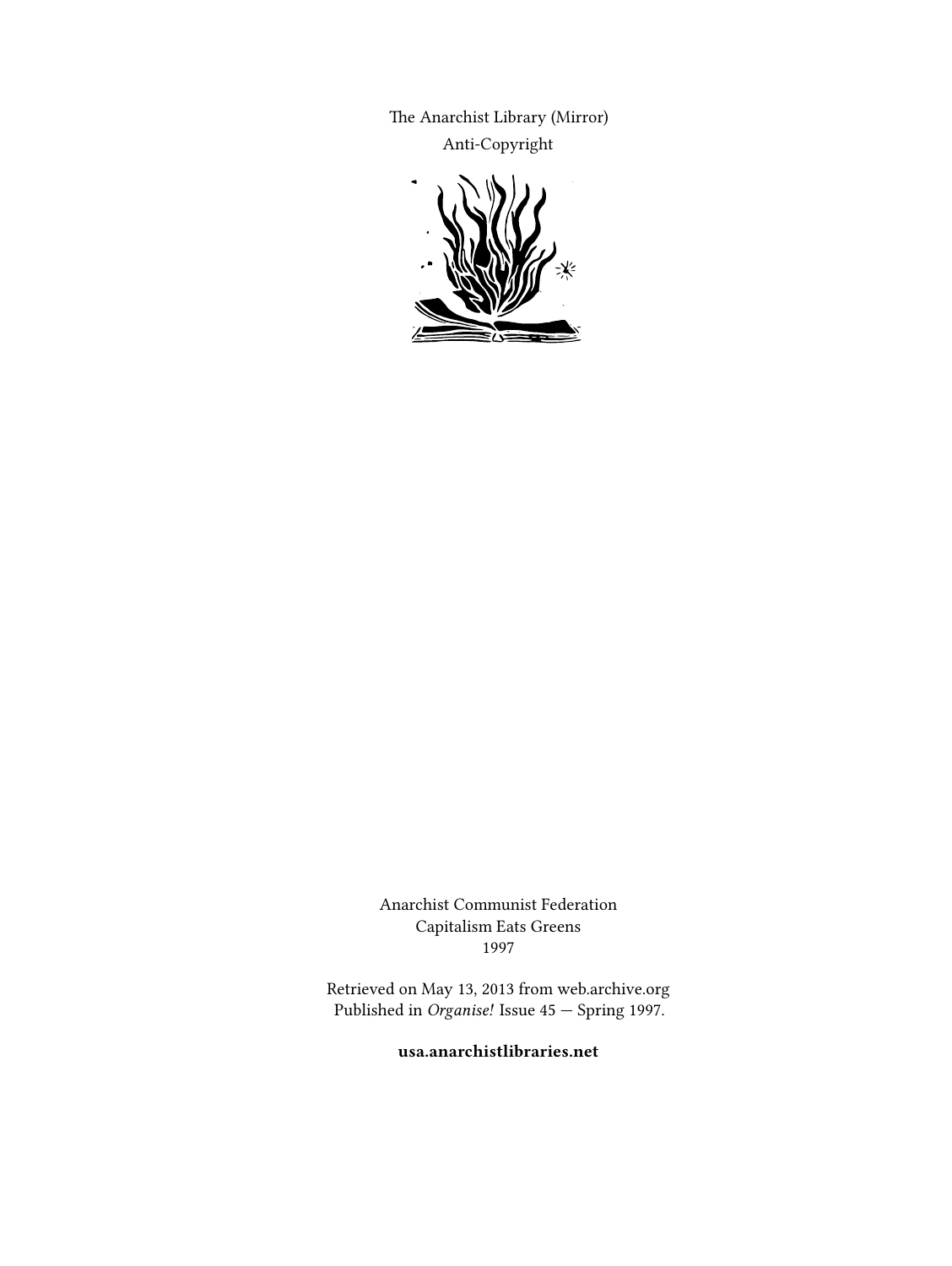The Anarchist Library (Mirror)
Anti-Copyright

Anarchist Communist Federation
Capitalism Eats Greens
1997

Retrieved on May 13, 2013 from web.archive.org
Published in *Organise!* Issue 45 — Spring 1997.

**usa.anarchistlibraries.net**